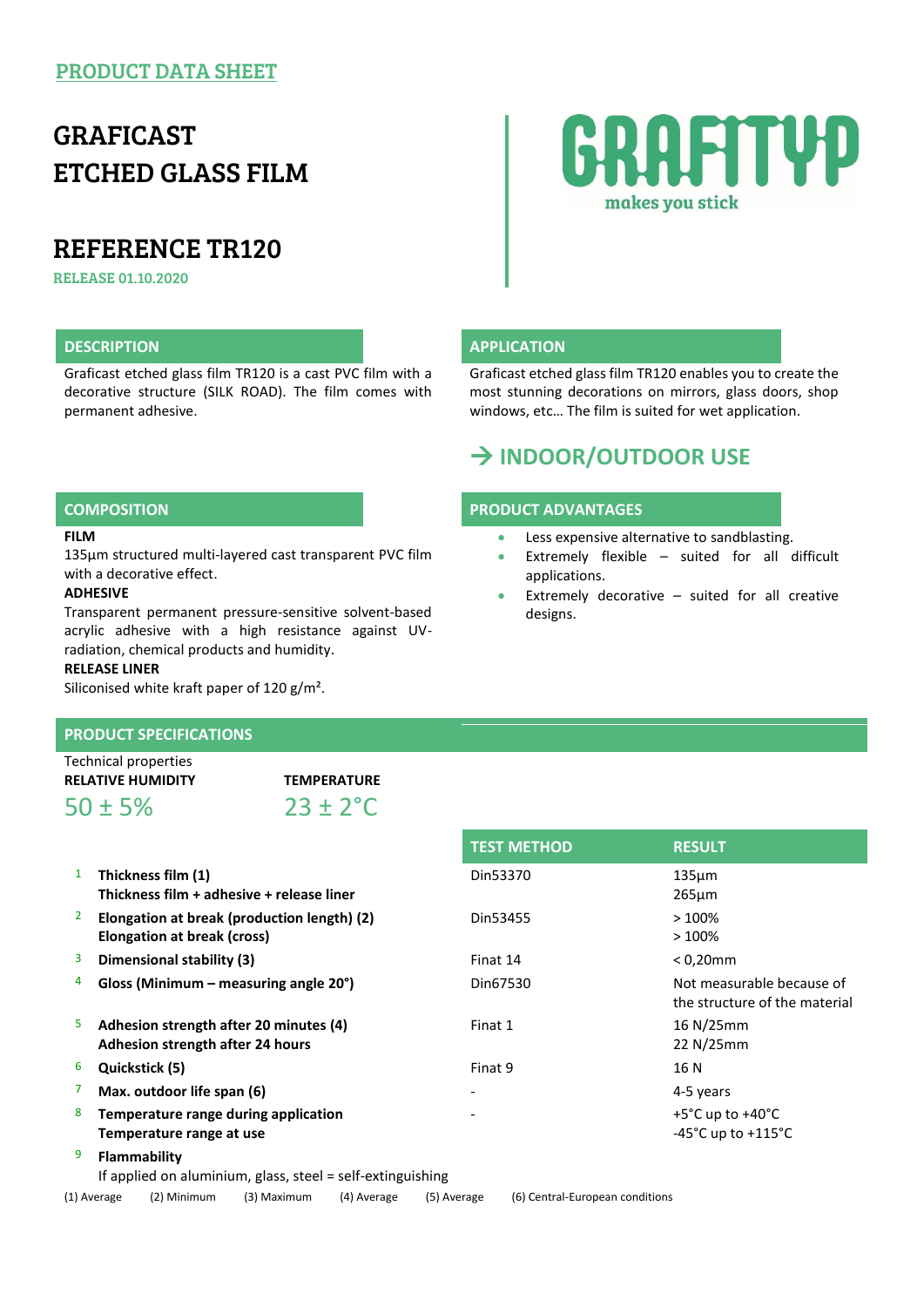PRODUCT DATA SHEET

# GRAFICAST ETCHED GLASS FILM

GRAFITYP
makes you stick

## REFERENCE TR120

RELEASE 01.10.2020

### DESCRIPTION

Graficast etched glass film TR120 is a cast PVC film with a decorative structure (SILK ROAD). The film comes with permanent adhesive.

### APPLICATION

Graficast etched glass film TR120 enables you to create the most stunning decorations on mirrors, glass doors, shop windows, etc… The film is suited for wet application.

## → INDOOR/OUTDOOR USE

### COMPOSITION

**FILM**
135µm structured multi-layered cast transparent PVC film with a decorative effect.

**ADHESIVE**
Transparent permanent pressure-sensitive solvent-based acrylic adhesive with a high resistance against UV-radiation, chemical products and humidity.

**RELEASE LINER**
Siliconised white kraft paper of 120 g/m².

### PRODUCT ADVANTAGES

- Less expensive alternative to sandblasting.
- Extremely flexible – suited for all difficult applications.
- Extremely decorative – suited for all creative designs.

### PRODUCT SPECIFICATIONS

Technical properties

| RELATIVE HUMIDITY | TEMPERATURE |
|---|---|
| 50 ± 5% | 23 ± 2°C |

| | | TEST METHOD | RESULT |
|---|---|---|---|
| 1 | **Thickness film (1)**<br>**Thickness film + adhesive + release liner** | Din53370 | 135µm<br>265µm |
| 2 | **Elongation at break (production length) (2)**<br>**Elongation at break (cross)** | Din53455 | > 100%<br>> 100% |
| 3 | **Dimensional stability (3)** | Finat 14 | < 0,20mm |
| 4 | **Gloss (Minimum – measuring angle 20°)** | Din67530 | Not measurable because of the structure of the material |
| 5 | **Adhesion strength after 20 minutes (4)**<br>**Adhesion strength after 24 hours** | Finat 1 | 16 N/25mm<br>22 N/25mm |
| 6 | **Quickstick (5)** | Finat 9 | 16 N |
| 7 | **Max. outdoor life span (6)** | - | 4-5 years |
| 8 | **Temperature range during application**<br>**Temperature range at use** | - | +5°C up to +40°C<br>-45°C up to +115°C |
| 9 | **Flammability**<br>If applied on aluminium, glass, steel = self-extinguishing | | |

(1) Average (2) Minimum (3) Maximum (4) Average (5) Average (6) Central-European conditions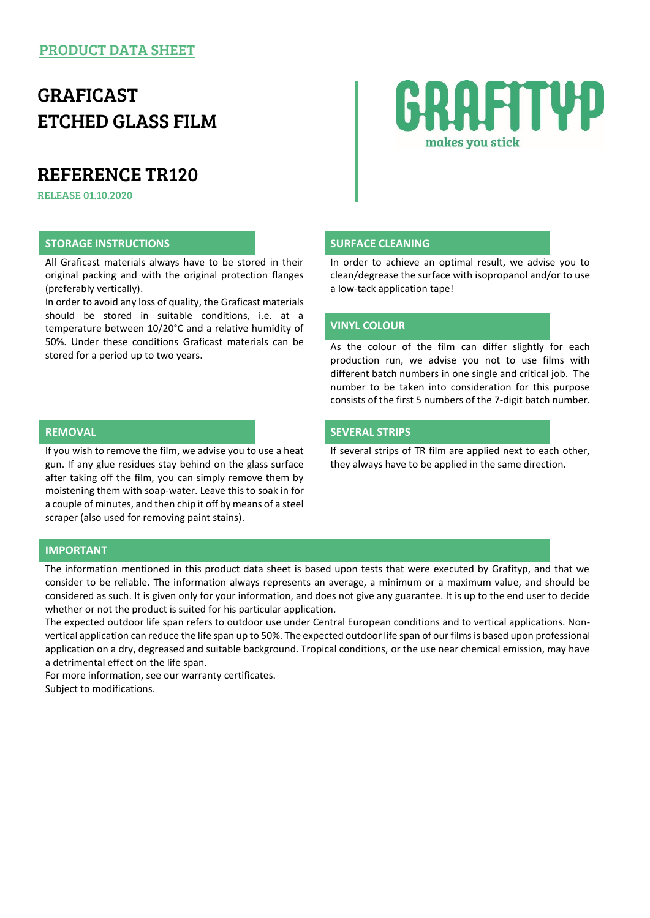PRODUCT DATA SHEET

# GRAFICAST ETCHED GLASS FILM

# REFERENCE TR120

RELEASE 01.10.2020

GRAFITYP
makes you stick

## STORAGE INSTRUCTIONS

All Graficast materials always have to be stored in their original packing and with the original protection flanges (preferably vertically).

In order to avoid any loss of quality, the Graficast materials should be stored in suitable conditions, i.e. at a temperature between 10/20°C and a relative humidity of 50%. Under these conditions Graficast materials can be stored for a period up to two years.

## SURFACE CLEANING

In order to achieve an optimal result, we advise you to clean/degrease the surface with isopropanol and/or to use a low-tack application tape!

## VINYL COLOUR

As the colour of the film can differ slightly for each production run, we advise you not to use films with different batch numbers in one single and critical job. The number to be taken into consideration for this purpose consists of the first 5 numbers of the 7-digit batch number.

## REMOVAL

If you wish to remove the film, we advise you to use a heat gun. If any glue residues stay behind on the glass surface after taking off the film, you can simply remove them by moistening them with soap-water. Leave this to soak in for a couple of minutes, and then chip it off by means of a steel scraper (also used for removing paint stains).

## SEVERAL STRIPS

If several strips of TR film are applied next to each other, they always have to be applied in the same direction.

## IMPORTANT

The information mentioned in this product data sheet is based upon tests that were executed by Grafityp, and that we consider to be reliable. The information always represents an average, a minimum or a maximum value, and should be considered as such. It is given only for your information, and does not give any guarantee. It is up to the end user to decide whether or not the product is suited for his particular application.

The expected outdoor life span refers to outdoor use under Central European conditions and to vertical applications. Non-vertical application can reduce the life span up to 50%. The expected outdoor life span of our films is based upon professional application on a dry, degreased and suitable background. Tropical conditions, or the use near chemical emission, may have a detrimental effect on the life span.

For more information, see our warranty certificates.

Subject to modifications.